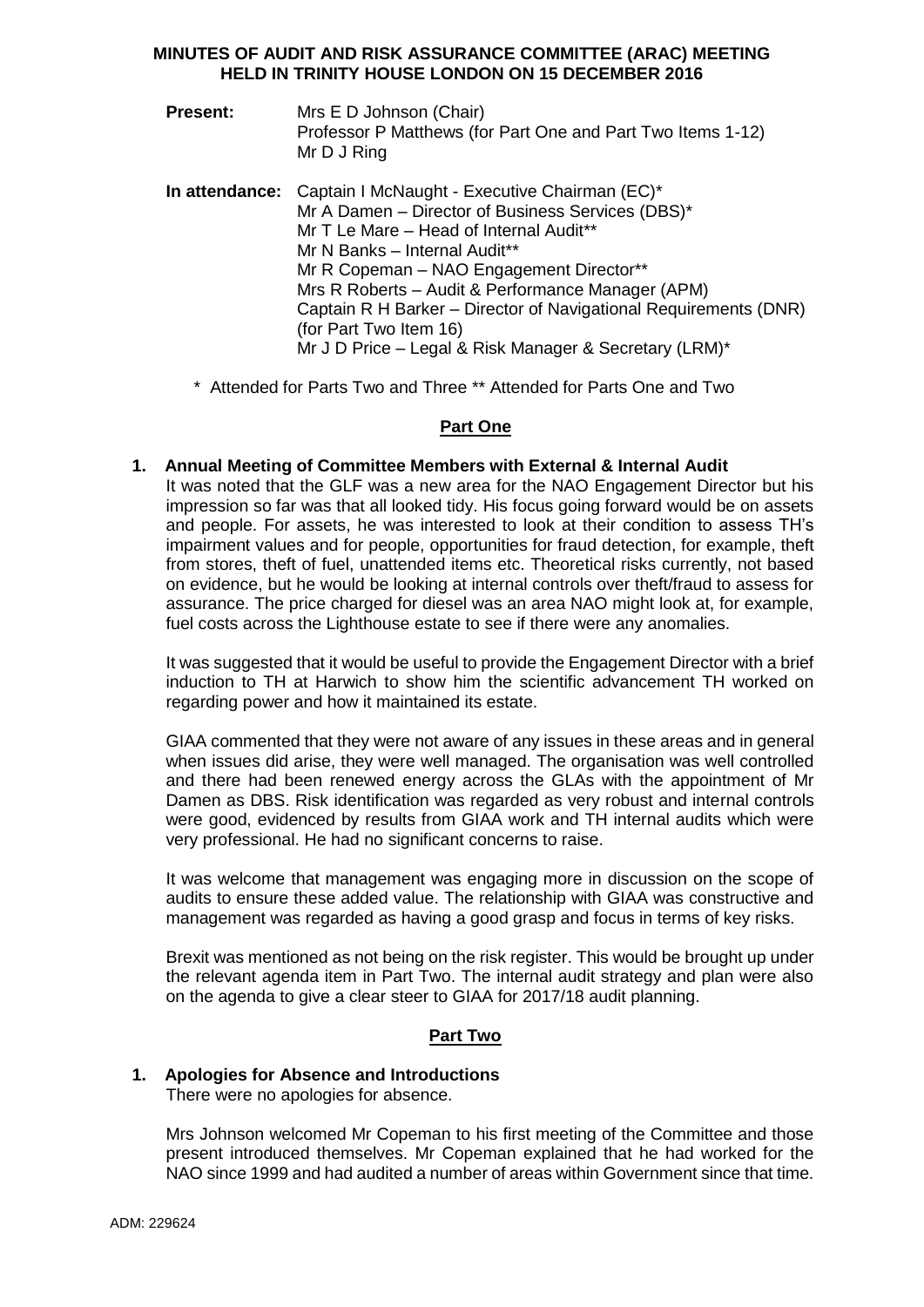# MINUTES OF AUDIT AND RISK ASSURANCE COMMITTEE (ARAC) MEETING HELD IN TRINITY HOUSE LONDON ON 15 DECEMBER 2016

**Present:** Mrs E D Johnson (Chair)
Professor P Matthews (for Part One and Part Two Items 1-12)
Mr D J Ring

**In attendance:** Captain I McNaught - Executive Chairman (EC)*
Mr A Damen – Director of Business Services (DBS)*
Mr T Le Mare – Head of Internal Audit**
Mr N Banks – Internal Audit**
Mr R Copeman – NAO Engagement Director**
Mrs R Roberts – Audit & Performance Manager (APM)
Captain R H Barker – Director of Navigational Requirements (DNR) (for Part Two Item 16)
Mr J D Price – Legal & Risk Manager & Secretary (LRM)*

\* Attended for Parts Two and Three ** Attended for Parts One and Two

## Part One

### 1. Annual Meeting of Committee Members with External & Internal Audit

It was noted that the GLF was a new area for the NAO Engagement Director but his impression so far was that all looked tidy. His focus going forward would be on assets and people. For assets, he was interested to look at their condition to assess TH's impairment values and for people, opportunities for fraud detection, for example, theft from stores, theft of fuel, unattended items etc. Theoretical risks currently, not based on evidence, but he would be looking at internal controls over theft/fraud to assess for assurance. The price charged for diesel was an area NAO might look at, for example, fuel costs across the Lighthouse estate to see if there were any anomalies.

It was suggested that it would be useful to provide the Engagement Director with a brief induction to TH at Harwich to show him the scientific advancement TH worked on regarding power and how it maintained its estate.

GIAA commented that they were not aware of any issues in these areas and in general when issues did arise, they were well managed. The organisation was well controlled and there had been renewed energy across the GLAs with the appointment of Mr Damen as DBS. Risk identification was regarded as very robust and internal controls were good, evidenced by results from GIAA work and TH internal audits which were very professional. He had no significant concerns to raise.

It was welcome that management was engaging more in discussion on the scope of audits to ensure these added value. The relationship with GIAA was constructive and management was regarded as having a good grasp and focus in terms of key risks.

Brexit was mentioned as not being on the risk register. This would be brought up under the relevant agenda item in Part Two. The internal audit strategy and plan were also on the agenda to give a clear steer to GIAA for 2017/18 audit planning.

## Part Two

### 1. Apologies for Absence and Introductions

There were no apologies for absence.

Mrs Johnson welcomed Mr Copeman to his first meeting of the Committee and those present introduced themselves. Mr Copeman explained that he had worked for the NAO since 1999 and had audited a number of areas within Government since that time.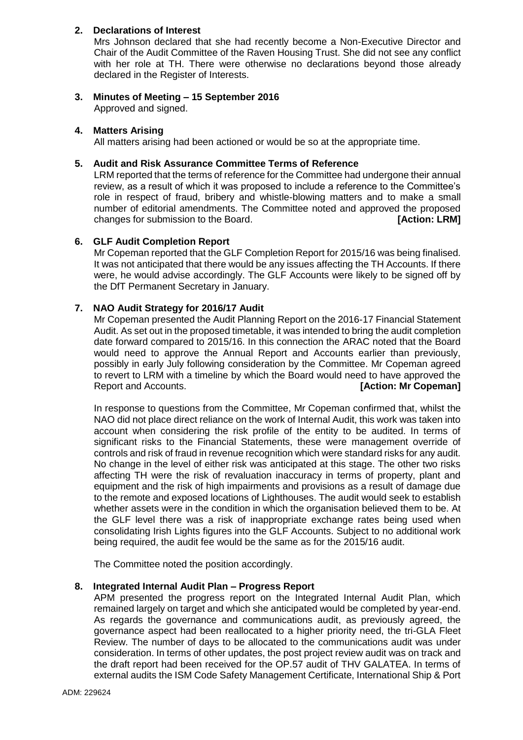## 2. Declarations of Interest

Mrs Johnson declared that she had recently become a Non-Executive Director and Chair of the Audit Committee of the Raven Housing Trust. She did not see any conflict with her role at TH. There were otherwise no declarations beyond those already declared in the Register of Interests.

## 3. Minutes of Meeting – 15 September 2016

Approved and signed.

## 4. Matters Arising

All matters arising had been actioned or would be so at the appropriate time.

## 5. Audit and Risk Assurance Committee Terms of Reference

LRM reported that the terms of reference for the Committee had undergone their annual review, as a result of which it was proposed to include a reference to the Committee's role in respect of fraud, bribery and whistle-blowing matters and to make a small number of editorial amendments. The Committee noted and approved the proposed changes for submission to the Board. **[Action: LRM]**

## 6. GLF Audit Completion Report

Mr Copeman reported that the GLF Completion Report for 2015/16 was being finalised. It was not anticipated that there would be any issues affecting the TH Accounts. If there were, he would advise accordingly. The GLF Accounts were likely to be signed off by the DfT Permanent Secretary in January.

## 7. NAO Audit Strategy for 2016/17 Audit

Mr Copeman presented the Audit Planning Report on the 2016-17 Financial Statement Audit. As set out in the proposed timetable, it was intended to bring the audit completion date forward compared to 2015/16. In this connection the ARAC noted that the Board would need to approve the Annual Report and Accounts earlier than previously, possibly in early July following consideration by the Committee. Mr Copeman agreed to revert to LRM with a timeline by which the Board would need to have approved the Report and Accounts. **[Action: Mr Copeman]**

In response to questions from the Committee, Mr Copeman confirmed that, whilst the NAO did not place direct reliance on the work of Internal Audit, this work was taken into account when considering the risk profile of the entity to be audited. In terms of significant risks to the Financial Statements, these were management override of controls and risk of fraud in revenue recognition which were standard risks for any audit. No change in the level of either risk was anticipated at this stage. The other two risks affecting TH were the risk of revaluation inaccuracy in terms of property, plant and equipment and the risk of high impairments and provisions as a result of damage due to the remote and exposed locations of Lighthouses. The audit would seek to establish whether assets were in the condition in which the organisation believed them to be. At the GLF level there was a risk of inappropriate exchange rates being used when consolidating Irish Lights figures into the GLF Accounts. Subject to no additional work being required, the audit fee would be the same as for the 2015/16 audit.

The Committee noted the position accordingly.

## 8. Integrated Internal Audit Plan – Progress Report

APM presented the progress report on the Integrated Internal Audit Plan, which remained largely on target and which she anticipated would be completed by year-end. As regards the governance and communications audit, as previously agreed, the governance aspect had been reallocated to a higher priority need, the tri-GLA Fleet Review. The number of days to be allocated to the communications audit was under consideration. In terms of other updates, the post project review audit was on track and the draft report had been received for the OP.57 audit of THV GALATEA. In terms of external audits the ISM Code Safety Management Certificate, International Ship & Port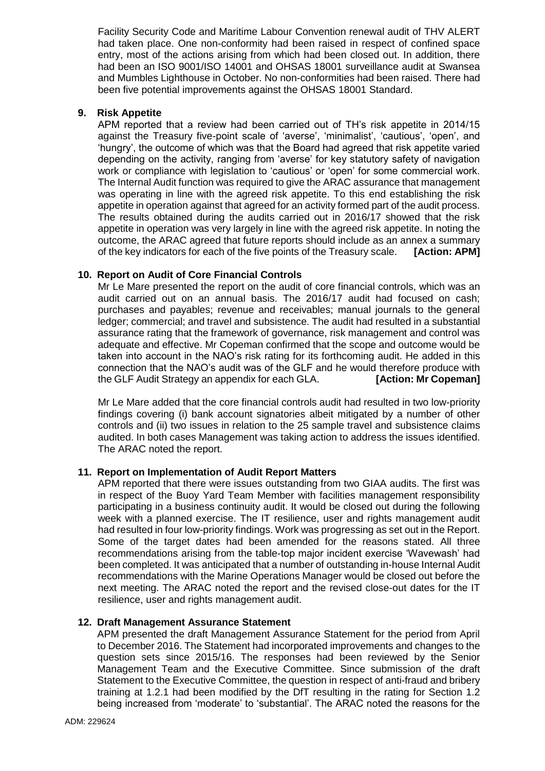Facility Security Code and Maritime Labour Convention renewal audit of THV ALERT had taken place. One non-conformity had been raised in respect of confined space entry, most of the actions arising from which had been closed out. In addition, there had been an ISO 9001/ISO 14001 and OHSAS 18001 surveillance audit at Swansea and Mumbles Lighthouse in October. No non-conformities had been raised. There had been five potential improvements against the OHSAS 18001 Standard.

## 9. Risk Appetite

APM reported that a review had been carried out of TH's risk appetite in 2014/15 against the Treasury five-point scale of 'averse', 'minimalist', 'cautious', 'open', and 'hungry', the outcome of which was that the Board had agreed that risk appetite varied depending on the activity, ranging from 'averse' for key statutory safety of navigation work or compliance with legislation to 'cautious' or 'open' for some commercial work. The Internal Audit function was required to give the ARAC assurance that management was operating in line with the agreed risk appetite. To this end establishing the risk appetite in operation against that agreed for an activity formed part of the audit process. The results obtained during the audits carried out in 2016/17 showed that the risk appetite in operation was very largely in line with the agreed risk appetite. In noting the outcome, the ARAC agreed that future reports should include as an annex a summary of the key indicators for each of the five points of the Treasury scale. **[Action: APM]**

## 10. Report on Audit of Core Financial Controls

Mr Le Mare presented the report on the audit of core financial controls, which was an audit carried out on an annual basis. The 2016/17 audit had focused on cash; purchases and payables; revenue and receivables; manual journals to the general ledger; commercial; and travel and subsistence. The audit had resulted in a substantial assurance rating that the framework of governance, risk management and control was adequate and effective. Mr Copeman confirmed that the scope and outcome would be taken into account in the NAO's risk rating for its forthcoming audit. He added in this connection that the NAO's audit was of the GLF and he would therefore produce with the GLF Audit Strategy an appendix for each GLA. **[Action: Mr Copeman]**

Mr Le Mare added that the core financial controls audit had resulted in two low-priority findings covering (i) bank account signatories albeit mitigated by a number of other controls and (ii) two issues in relation to the 25 sample travel and subsistence claims audited. In both cases Management was taking action to address the issues identified. The ARAC noted the report.

## 11. Report on Implementation of Audit Report Matters

APM reported that there were issues outstanding from two GIAA audits. The first was in respect of the Buoy Yard Team Member with facilities management responsibility participating in a business continuity audit. It would be closed out during the following week with a planned exercise. The IT resilience, user and rights management audit had resulted in four low-priority findings. Work was progressing as set out in the Report. Some of the target dates had been amended for the reasons stated. All three recommendations arising from the table-top major incident exercise 'Wavewash' had been completed. It was anticipated that a number of outstanding in-house Internal Audit recommendations with the Marine Operations Manager would be closed out before the next meeting. The ARAC noted the report and the revised close-out dates for the IT resilience, user and rights management audit.

## 12. Draft Management Assurance Statement

APM presented the draft Management Assurance Statement for the period from April to December 2016. The Statement had incorporated improvements and changes to the question sets since 2015/16. The responses had been reviewed by the Senior Management Team and the Executive Committee. Since submission of the draft Statement to the Executive Committee, the question in respect of anti-fraud and bribery training at 1.2.1 had been modified by the DfT resulting in the rating for Section 1.2 being increased from 'moderate' to 'substantial'. The ARAC noted the reasons for the

ADM: 229624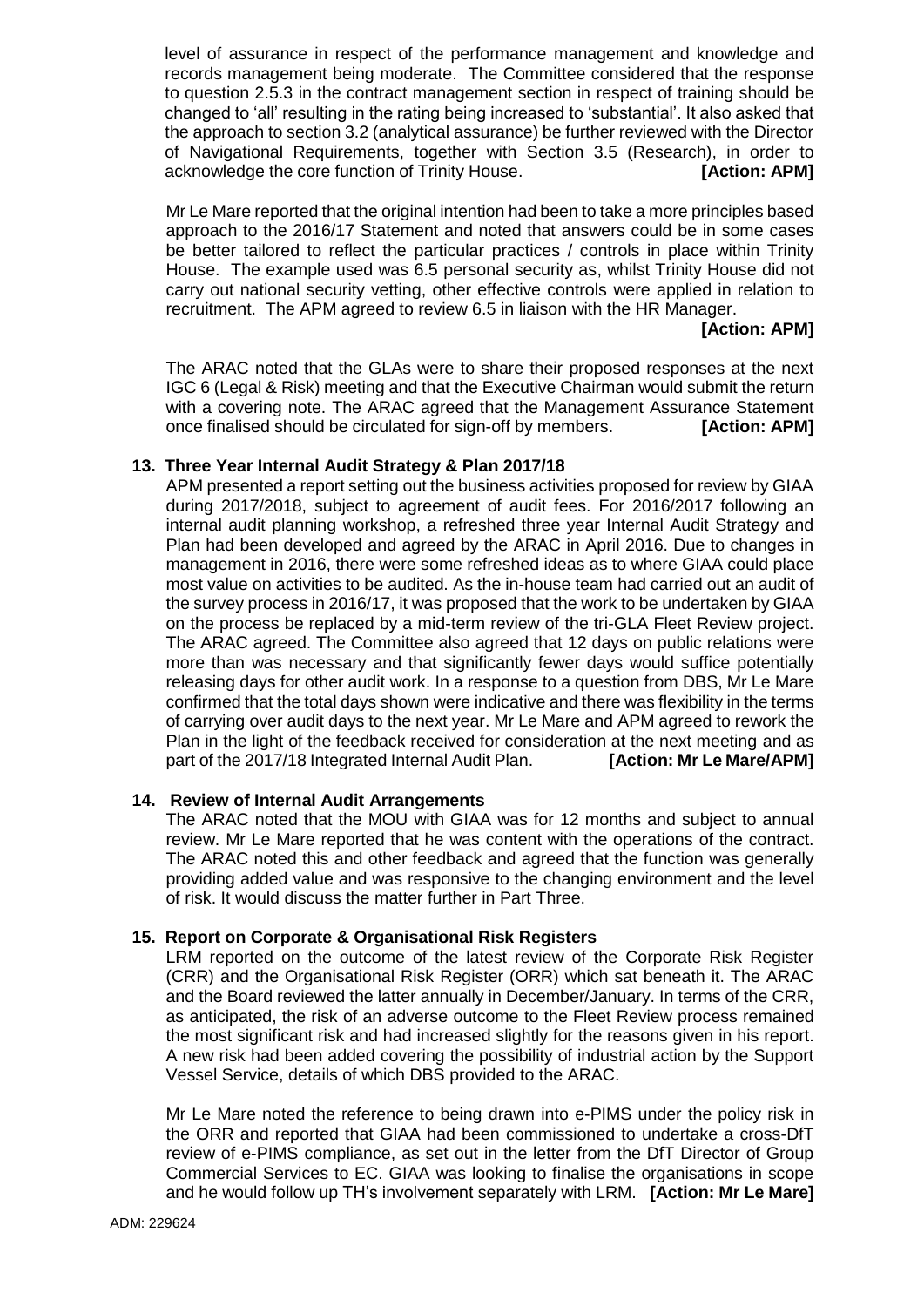level of assurance in respect of the performance management and knowledge and records management being moderate. The Committee considered that the response to question 2.5.3 in the contract management section in respect of training should be changed to 'all' resulting in the rating being increased to 'substantial'. It also asked that the approach to section 3.2 (analytical assurance) be further reviewed with the Director of Navigational Requirements, together with Section 3.5 (Research), in order to acknowledge the core function of Trinity House. **[Action: APM]**

Mr Le Mare reported that the original intention had been to take a more principles based approach to the 2016/17 Statement and noted that answers could be in some cases be better tailored to reflect the particular practices / controls in place within Trinity House. The example used was 6.5 personal security as, whilst Trinity House did not carry out national security vetting, other effective controls were applied in relation to recruitment. The APM agreed to review 6.5 in liaison with the HR Manager.

**[Action: APM]**

The ARAC noted that the GLAs were to share their proposed responses at the next IGC 6 (Legal & Risk) meeting and that the Executive Chairman would submit the return with a covering note. The ARAC agreed that the Management Assurance Statement once finalised should be circulated for sign-off by members. **[Action: APM]**

## 13. Three Year Internal Audit Strategy & Plan 2017/18

APM presented a report setting out the business activities proposed for review by GIAA during 2017/2018, subject to agreement of audit fees. For 2016/2017 following an internal audit planning workshop, a refreshed three year Internal Audit Strategy and Plan had been developed and agreed by the ARAC in April 2016. Due to changes in management in 2016, there were some refreshed ideas as to where GIAA could place most value on activities to be audited. As the in-house team had carried out an audit of the survey process in 2016/17, it was proposed that the work to be undertaken by GIAA on the process be replaced by a mid-term review of the tri-GLA Fleet Review project. The ARAC agreed. The Committee also agreed that 12 days on public relations were more than was necessary and that significantly fewer days would suffice potentially releasing days for other audit work. In a response to a question from DBS, Mr Le Mare confirmed that the total days shown were indicative and there was flexibility in the terms of carrying over audit days to the next year. Mr Le Mare and APM agreed to rework the Plan in the light of the feedback received for consideration at the next meeting and as part of the 2017/18 Integrated Internal Audit Plan. **[Action: Mr Le Mare/APM]**

## 14. Review of Internal Audit Arrangements

The ARAC noted that the MOU with GIAA was for 12 months and subject to annual review. Mr Le Mare reported that he was content with the operations of the contract. The ARAC noted this and other feedback and agreed that the function was generally providing added value and was responsive to the changing environment and the level of risk. It would discuss the matter further in Part Three.

## 15. Report on Corporate & Organisational Risk Registers

LRM reported on the outcome of the latest review of the Corporate Risk Register (CRR) and the Organisational Risk Register (ORR) which sat beneath it. The ARAC and the Board reviewed the latter annually in December/January. In terms of the CRR, as anticipated, the risk of an adverse outcome to the Fleet Review process remained the most significant risk and had increased slightly for the reasons given in his report. A new risk had been added covering the possibility of industrial action by the Support Vessel Service, details of which DBS provided to the ARAC.

Mr Le Mare noted the reference to being drawn into e-PIMS under the policy risk in the ORR and reported that GIAA had been commissioned to undertake a cross-DfT review of e-PIMS compliance, as set out in the letter from the DfT Director of Group Commercial Services to EC. GIAA was looking to finalise the organisations in scope and he would follow up TH's involvement separately with LRM. **[Action: Mr Le Mare]**

ADM: 229624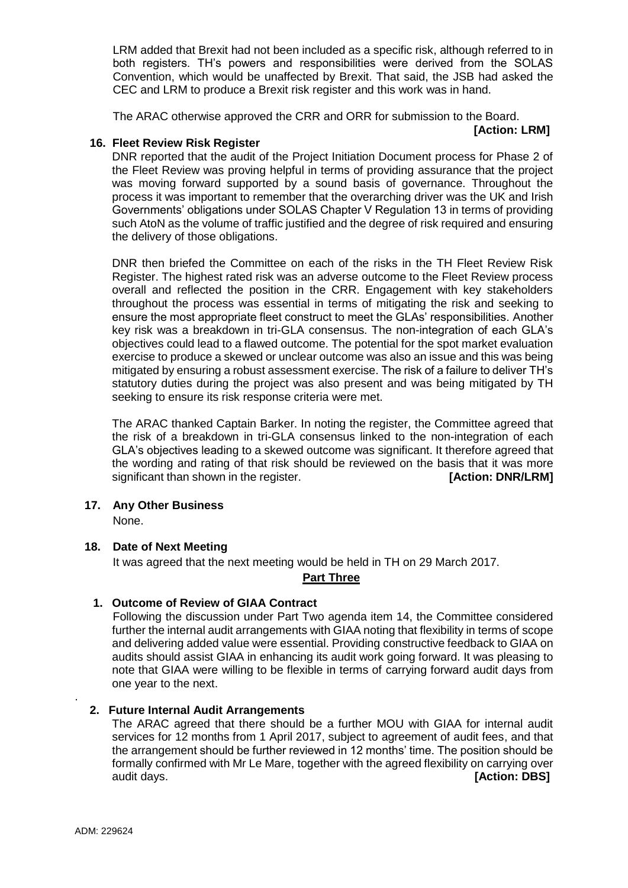LRM added that Brexit had not been included as a specific risk, although referred to in both registers. TH's powers and responsibilities were derived from the SOLAS Convention, which would be unaffected by Brexit. That said, the JSB had asked the CEC and LRM to produce a Brexit risk register and this work was in hand.

The ARAC otherwise approved the CRR and ORR for submission to the Board.

**[Action: LRM]**

**16. Fleet Review Risk Register**

DNR reported that the audit of the Project Initiation Document process for Phase 2 of the Fleet Review was proving helpful in terms of providing assurance that the project was moving forward supported by a sound basis of governance. Throughout the process it was important to remember that the overarching driver was the UK and Irish Governments' obligations under SOLAS Chapter V Regulation 13 in terms of providing such AtoN as the volume of traffic justified and the degree of risk required and ensuring the delivery of those obligations.

DNR then briefed the Committee on each of the risks in the TH Fleet Review Risk Register. The highest rated risk was an adverse outcome to the Fleet Review process overall and reflected the position in the CRR. Engagement with key stakeholders throughout the process was essential in terms of mitigating the risk and seeking to ensure the most appropriate fleet construct to meet the GLAs' responsibilities. Another key risk was a breakdown in tri-GLA consensus. The non-integration of each GLA's objectives could lead to a flawed outcome. The potential for the spot market evaluation exercise to produce a skewed or unclear outcome was also an issue and this was being mitigated by ensuring a robust assessment exercise. The risk of a failure to deliver TH's statutory duties during the project was also present and was being mitigated by TH seeking to ensure its risk response criteria were met.

The ARAC thanked Captain Barker. In noting the register, the Committee agreed that the risk of a breakdown in tri-GLA consensus linked to the non-integration of each GLA's objectives leading to a skewed outcome was significant. It therefore agreed that the wording and rating of that risk should be reviewed on the basis that it was more significant than shown in the register. **[Action: DNR/LRM]**

**17. Any Other Business**

None.

**18. Date of Next Meeting**

It was agreed that the next meeting would be held in TH on 29 March 2017.

**Part Three**

**1. Outcome of Review of GIAA Contract**

Following the discussion under Part Two agenda item 14, the Committee considered further the internal audit arrangements with GIAA noting that flexibility in terms of scope and delivering added value were essential. Providing constructive feedback to GIAA on audits should assist GIAA in enhancing its audit work going forward. It was pleasing to note that GIAA were willing to be flexible in terms of carrying forward audit days from one year to the next.

**2. Future Internal Audit Arrangements**

The ARAC agreed that there should be a further MOU with GIAA for internal audit services for 12 months from 1 April 2017, subject to agreement of audit fees, and that the arrangement should be further reviewed in 12 months' time. The position should be formally confirmed with Mr Le Mare, together with the agreed flexibility on carrying over audit days. **[Action: DBS]**

ADM: 229624